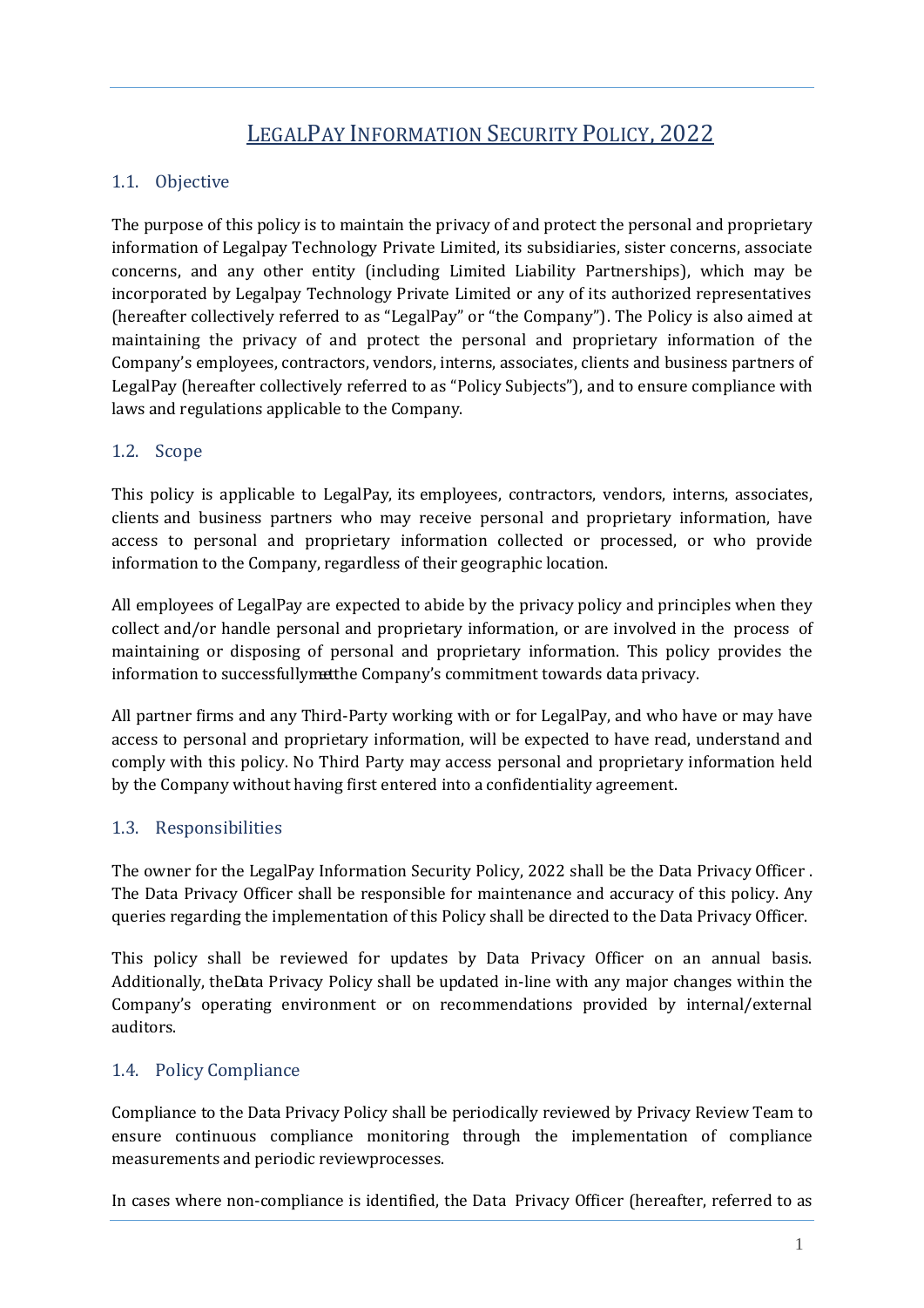# LegalPay Information Security Policy, 2022

## 1.1. Objective

The purpose of this policy is to maintain the privacy of and protect the personal and proprietary information of Legalpay Technology Private Limited, its subsidiaries, sister concerns, associate concerns, and any other entity (including Limited Liability Partnerships), which may be incorporated by Legalpay Technology Private Limited or any of its authorized representatives (hereafter collectively referred to as "LegalPay" or "the Company"). The Policy is also aimed at maintaining the privacy of and protect the personal and proprietary information of the Company's employees, contractors, vendors, interns, associates, clients and business partners of LegalPay (hereafter collectively referred to as "Policy Subjects"), and to ensure compliance with laws and regulations applicable to the Company.

## 1.2. Scope

This policy is applicable to LegalPay, its employees, contractors, vendors, interns, associates, clients and business partners who may receive personal and proprietary information, have access to personal and proprietary information collected or processed, or who provide information to the Company, regardless of their geographic location.

All employees of LegalPay are expected to abide by the privacy policy and principles when they collect and/or handle personal and proprietary information, or are involved in the process of maintaining or disposing of personal and proprietary information. This policy provides the information to successfully meet the Company's commitment towards data privacy.

All partner firms and any Third-Party working with or for LegalPay, and who have or may have access to personal and proprietary information, will be expected to have read, understand and comply with this policy. No Third Party may access personal and proprietary information held by the Company without having first entered into a confidentiality agreement.

## 1.3. Responsibilities

The owner for the LegalPay Information Security Policy, 2022 shall be the Data Privacy Officer . The Data Privacy Officer shall be responsible for maintenance and accuracy of this policy. Any queries regarding the implementation of this Policy shall be directed to the Data Privacy Officer.

This policy shall be reviewed for updates by Data Privacy Officer on an annual basis. Additionally, the Data Privacy Policy shall be updated in-line with any major changes within the Company's operating environment or on recommendations provided by internal/external auditors.

## 1.4. Policy Compliance

Compliance to the Data Privacy Policy shall be periodically reviewed by Privacy Review Team to ensure continuous compliance monitoring through the implementation of compliance measurements and periodic review processes.

In cases where non-compliance is identified, the Data Privacy Officer (hereafter, referred to as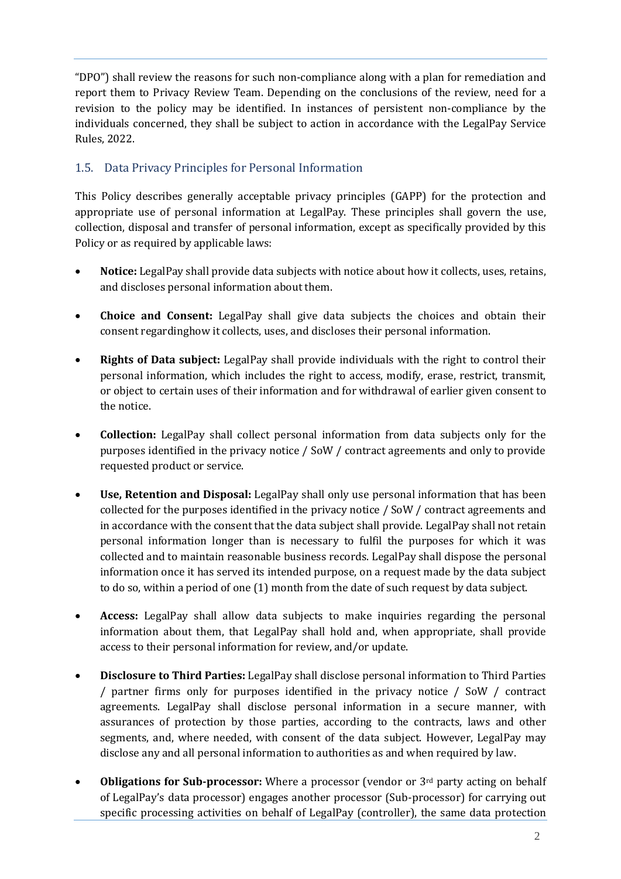"DPO") shall review the reasons for such non-compliance along with a plan for remediation and report them to Privacy Review Team. Depending on the conclusions of the review, need for a revision to the policy may be identified. In instances of persistent non-compliance by the individuals concerned, they shall be subject to action in accordance with the LegalPay Service Rules, 2022.

## 1.5. Data Privacy Principles for Personal Information

This Policy describes generally acceptable privacy principles (GAPP) for the protection and appropriate use of personal information at LegalPay. These principles shall govern the use, collection, disposal and transfer of personal information, except as specifically provided by this Policy or as required by applicable laws:

- **Notice:** LegalPay shall provide data subjects with notice about how it collects, uses, retains, and discloses personal information about them.
- **Choice and Consent:** LegalPay shall give data subjects the choices and obtain their consent regardinghow it collects, uses, and discloses their personal information.
- **Rights of Data subject:** LegalPay shall provide individuals with the right to control their personal information, which includes the right to access, modify, erase, restrict, transmit, or object to certain uses of their information and for withdrawal of earlier given consent to the notice.
- **Collection:** LegalPay shall collect personal information from data subjects only for the purposes identified in the privacy notice / SoW / contract agreements and only to provide requested product or service.
- **Use, Retention and Disposal:** LegalPay shall only use personal information that has been collected for the purposes identified in the privacy notice / SoW / contract agreements and in accordance with the consent that the data subject shall provide. LegalPay shall not retain personal information longer than is necessary to fulfil the purposes for which it was collected and to maintain reasonable business records. LegalPay shall dispose the personal information once it has served its intended purpose, on a request made by the data subject to do so, within a period of one (1) month from the date of such request by data subject.
- **Access:** LegalPay shall allow data subjects to make inquiries regarding the personal information about them, that LegalPay shall hold and, when appropriate, shall provide access to their personal information for review, and/or update.
- **Disclosure to Third Parties:** LegalPay shall disclose personal information to Third Parties / partner firms only for purposes identified in the privacy notice / SoW / contract agreements. LegalPay shall disclose personal information in a secure manner, with assurances of protection by those parties, according to the contracts, laws and other segments, and, where needed, with consent of the data subject. However, LegalPay may disclose any and all personal information to authorities as and when required by law.
- **Obligations for Sub-processor:** Where a processor (vendor or 3rd party acting on behalf of LegalPay's data processor) engages another processor (Sub-processor) for carrying out specific processing activities on behalf of LegalPay (controller), the same data protection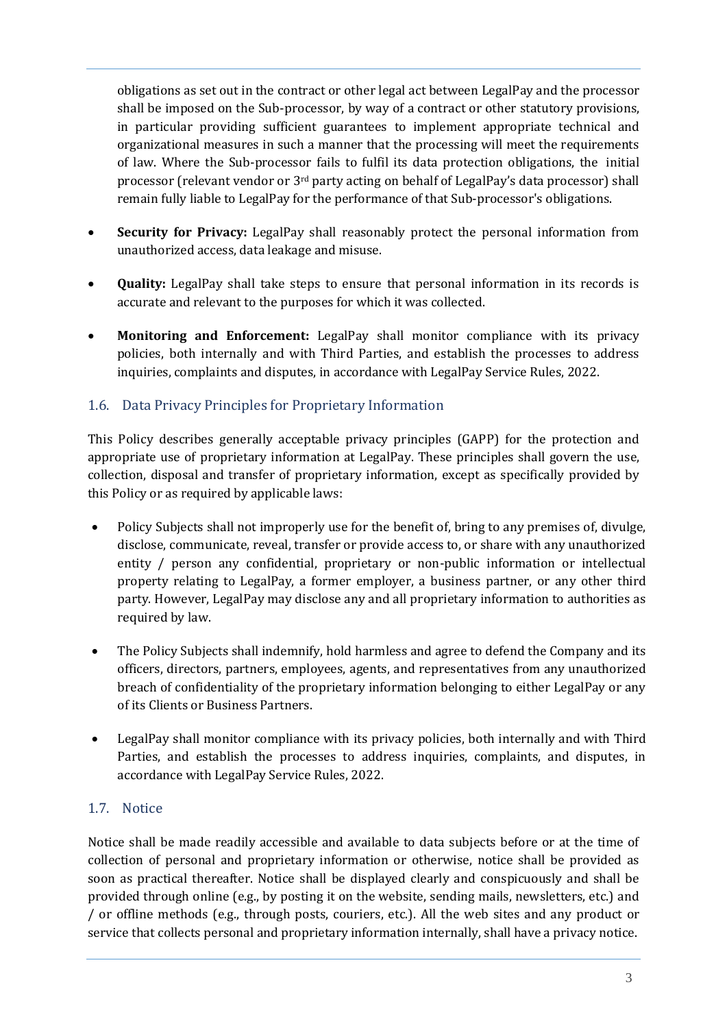obligations as set out in the contract or other legal act between LegalPay and the processor shall be imposed on the Sub-processor, by way of a contract or other statutory provisions, in particular providing sufficient guarantees to implement appropriate technical and organizational measures in such a manner that the processing will meet the requirements of law. Where the Sub-processor fails to fulfil its data protection obligations, the initial processor (relevant vendor or 3rd party acting on behalf of LegalPay's data processor) shall remain fully liable to LegalPay for the performance of that Sub-processor's obligations.

- **Security for Privacy:** LegalPay shall reasonably protect the personal information from unauthorized access, data leakage and misuse.
- **Quality:** LegalPay shall take steps to ensure that personal information in its records is accurate and relevant to the purposes for which it was collected.
- **Monitoring and Enforcement:** LegalPay shall monitor compliance with its privacy policies, both internally and with Third Parties, and establish the processes to address inquiries, complaints and disputes, in accordance with LegalPay Service Rules, 2022.

## 1.6. Data Privacy Principles for Proprietary Information

This Policy describes generally acceptable privacy principles (GAPP) for the protection and appropriate use of proprietary information at LegalPay. These principles shall govern the use, collection, disposal and transfer of proprietary information, except as specifically provided by this Policy or as required by applicable laws:

- Policy Subjects shall not improperly use for the benefit of, bring to any premises of, divulge, disclose, communicate, reveal, transfer or provide access to, or share with any unauthorized entity / person any confidential, proprietary or non-public information or intellectual property relating to LegalPay, a former employer, a business partner, or any other third party. However, LegalPay may disclose any and all proprietary information to authorities as required by law.
- The Policy Subjects shall indemnify, hold harmless and agree to defend the Company and its officers, directors, partners, employees, agents, and representatives from any unauthorized breach of confidentiality of the proprietary information belonging to either LegalPay or any of its Clients or Business Partners.
- LegalPay shall monitor compliance with its privacy policies, both internally and with Third Parties, and establish the processes to address inquiries, complaints, and disputes, in accordance with LegalPay Service Rules, 2022.

## 1.7. Notice

Notice shall be made readily accessible and available to data subjects before or at the time of collection of personal and proprietary information or otherwise, notice shall be provided as soon as practical thereafter. Notice shall be displayed clearly and conspicuously and shall be provided through online (e.g., by posting it on the website, sending mails, newsletters, etc.) and / or offline methods (e.g., through posts, couriers, etc.). All the web sites and any product or service that collects personal and proprietary information internally, shall have a privacy notice.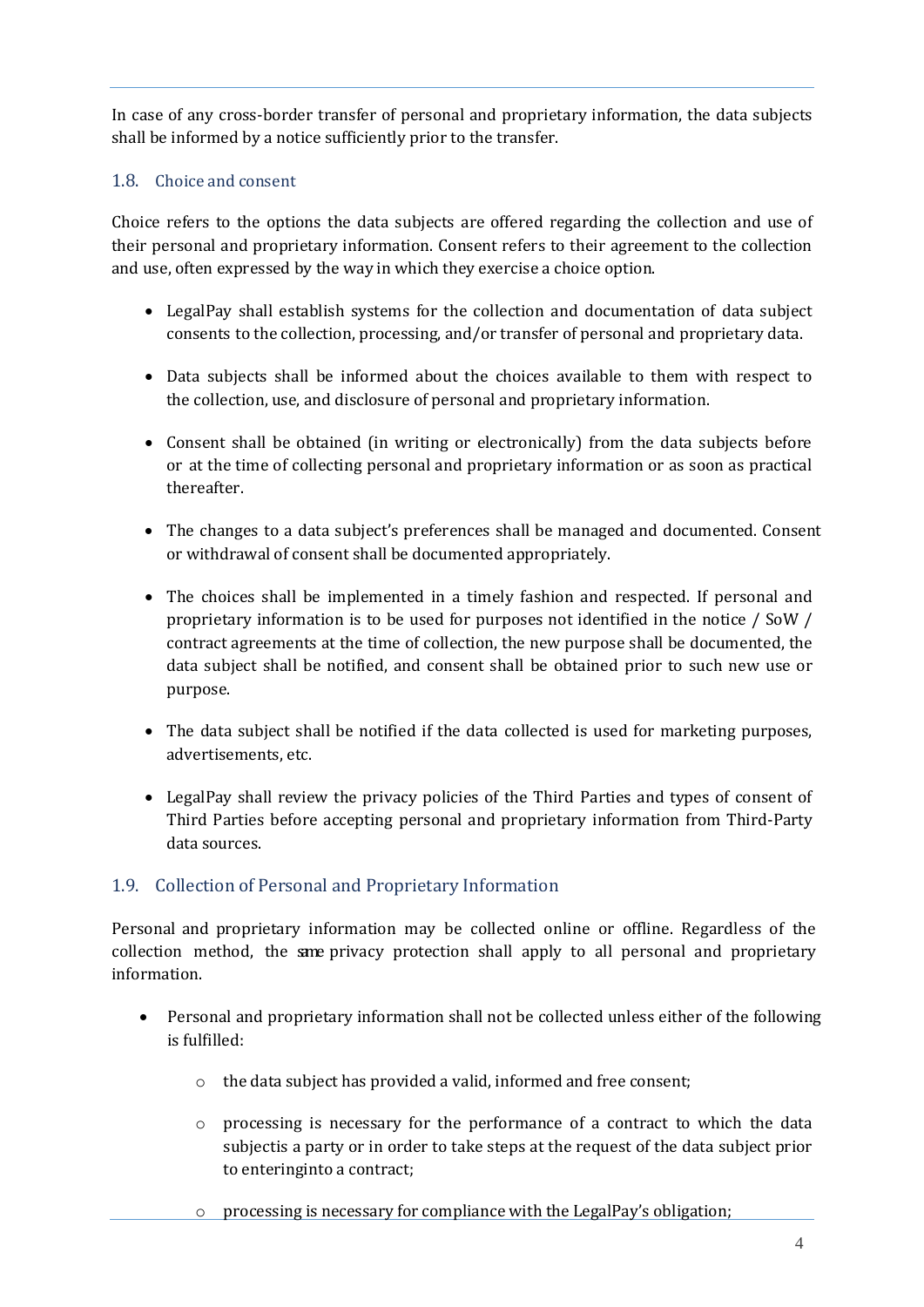In case of any cross-border transfer of personal and proprietary information, the data subjects shall be informed by a notice sufficiently prior to the transfer.

## 1.8. Choice and consent

Choice refers to the options the data subjects are offered regarding the collection and use of their personal and proprietary information. Consent refers to their agreement to the collection and use, often expressed by the way in which they exercise a choice option.

- LegalPay shall establish systems for the collection and documentation of data subject consents to the collection, processing, and/or transfer of personal and proprietary data.
- Data subjects shall be informed about the choices available to them with respect to the collection, use, and disclosure of personal and proprietary information.
- Consent shall be obtained (in writing or electronically) from the data subjects before or at the time of collecting personal and proprietary information or as soon as practical thereafter.
- The changes to a data subject's preferences shall be managed and documented. Consent or withdrawal of consent shall be documented appropriately.
- The choices shall be implemented in a timely fashion and respected. If personal and proprietary information is to be used for purposes not identified in the notice / SoW / contract agreements at the time of collection, the new purpose shall be documented, the data subject shall be notified, and consent shall be obtained prior to such new use or purpose.
- The data subject shall be notified if the data collected is used for marketing purposes, advertisements, etc.
- LegalPay shall review the privacy policies of the Third Parties and types of consent of Third Parties before accepting personal and proprietary information from Third-Party data sources.

## 1.9. Collection of Personal and Proprietary Information

Personal and proprietary information may be collected online or offline. Regardless of the collection method, the same privacy protection shall apply to all personal and proprietary information.

- Personal and proprietary information shall not be collected unless either of the following is fulfilled:
  - the data subject has provided a valid, informed and free consent;
  - processing is necessary for the performance of a contract to which the data subjectis a party or in order to take steps at the request of the data subject prior to enteringinto a contract;
  - processing is necessary for compliance with the LegalPay's obligation;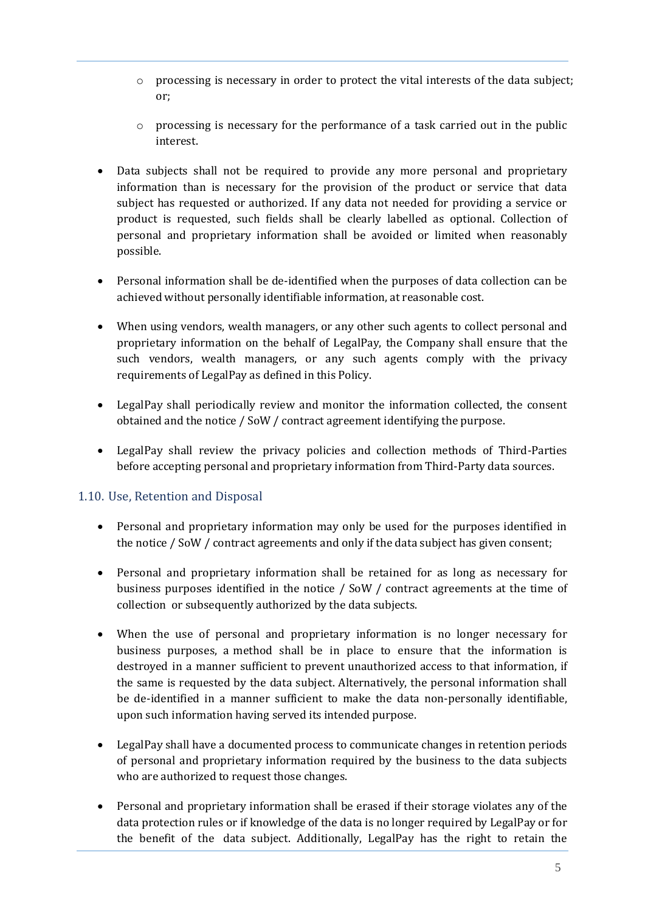- processing is necessary in order to protect the vital interests of the data subject; or;
  - processing is necessary for the performance of a task carried out in the public interest.

- Data subjects shall not be required to provide any more personal and proprietary information than is necessary for the provision of the product or service that data subject has requested or authorized. If any data not needed for providing a service or product is requested, such fields shall be clearly labelled as optional. Collection of personal and proprietary information shall be avoided or limited when reasonably possible.

- Personal information shall be de-identified when the purposes of data collection can be achieved without personally identifiable information, at reasonable cost.

- When using vendors, wealth managers, or any other such agents to collect personal and proprietary information on the behalf of LegalPay, the Company shall ensure that the such vendors, wealth managers, or any such agents comply with the privacy requirements of LegalPay as defined in this Policy.

- LegalPay shall periodically review and monitor the information collected, the consent obtained and the notice / SoW / contract agreement identifying the purpose.

- LegalPay shall review the privacy policies and collection methods of Third-Parties before accepting personal and proprietary information from Third-Party data sources.

## 1.10. Use, Retention and Disposal

- Personal and proprietary information may only be used for the purposes identified in the notice / SoW / contract agreements and only if the data subject has given consent;

- Personal and proprietary information shall be retained for as long as necessary for business purposes identified in the notice / SoW / contract agreements at the time of collection or subsequently authorized by the data subjects.

- When the use of personal and proprietary information is no longer necessary for business purposes, a method shall be in place to ensure that the information is destroyed in a manner sufficient to prevent unauthorized access to that information, if the same is requested by the data subject. Alternatively, the personal information shall be de-identified in a manner sufficient to make the data non-personally identifiable, upon such information having served its intended purpose.

- LegalPay shall have a documented process to communicate changes in retention periods of personal and proprietary information required by the business to the data subjects who are authorized to request those changes.

- Personal and proprietary information shall be erased if their storage violates any of the data protection rules or if knowledge of the data is no longer required by LegalPay or for the benefit of the data subject. Additionally, LegalPay has the right to retain the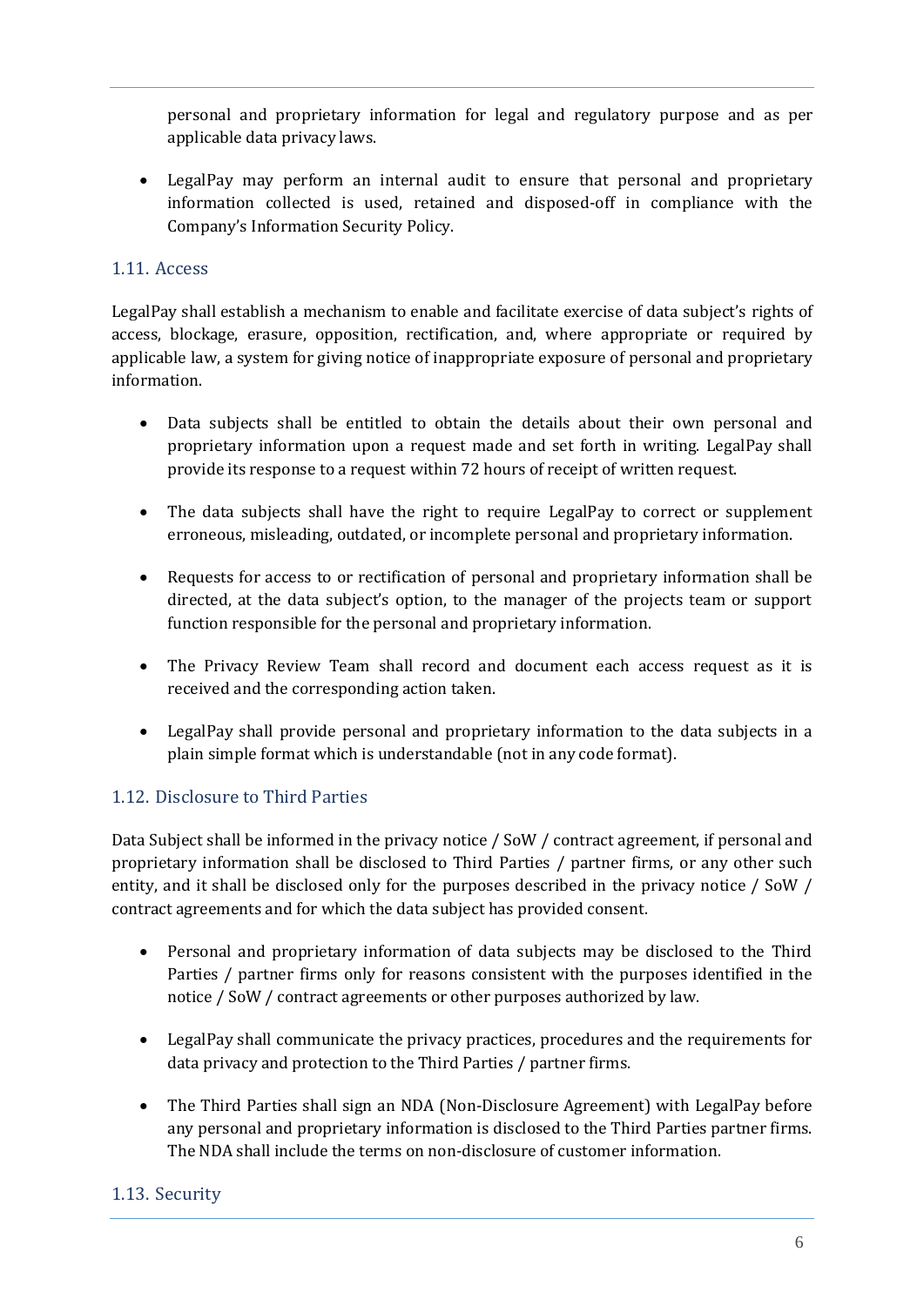personal and proprietary information for legal and regulatory purpose and as per applicable data privacy laws.

- LegalPay may perform an internal audit to ensure that personal and proprietary information collected is used, retained and disposed-off in compliance with the Company's Information Security Policy.

## 1.11. Access

LegalPay shall establish a mechanism to enable and facilitate exercise of data subject's rights of access, blockage, erasure, opposition, rectification, and, where appropriate or required by applicable law, a system for giving notice of inappropriate exposure of personal and proprietary information.

- Data subjects shall be entitled to obtain the details about their own personal and proprietary information upon a request made and set forth in writing. LegalPay shall provide its response to a request within 72 hours of receipt of written request.
- The data subjects shall have the right to require LegalPay to correct or supplement erroneous, misleading, outdated, or incomplete personal and proprietary information.
- Requests for access to or rectification of personal and proprietary information shall be directed, at the data subject's option, to the manager of the projects team or support function responsible for the personal and proprietary information.
- The Privacy Review Team shall record and document each access request as it is received and the corresponding action taken.
- LegalPay shall provide personal and proprietary information to the data subjects in a plain simple format which is understandable (not in any code format).

## 1.12. Disclosure to Third Parties

Data Subject shall be informed in the privacy notice / SoW / contract agreement, if personal and proprietary information shall be disclosed to Third Parties / partner firms, or any other such entity, and it shall be disclosed only for the purposes described in the privacy notice / SoW / contract agreements and for which the data subject has provided consent.

- Personal and proprietary information of data subjects may be disclosed to the Third Parties / partner firms only for reasons consistent with the purposes identified in the notice / SoW / contract agreements or other purposes authorized by law.
- LegalPay shall communicate the privacy practices, procedures and the requirements for data privacy and protection to the Third Parties / partner firms.
- The Third Parties shall sign an NDA (Non-Disclosure Agreement) with LegalPay before any personal and proprietary information is disclosed to the Third Parties partner firms. The NDA shall include the terms on non-disclosure of customer information.

## 1.13. Security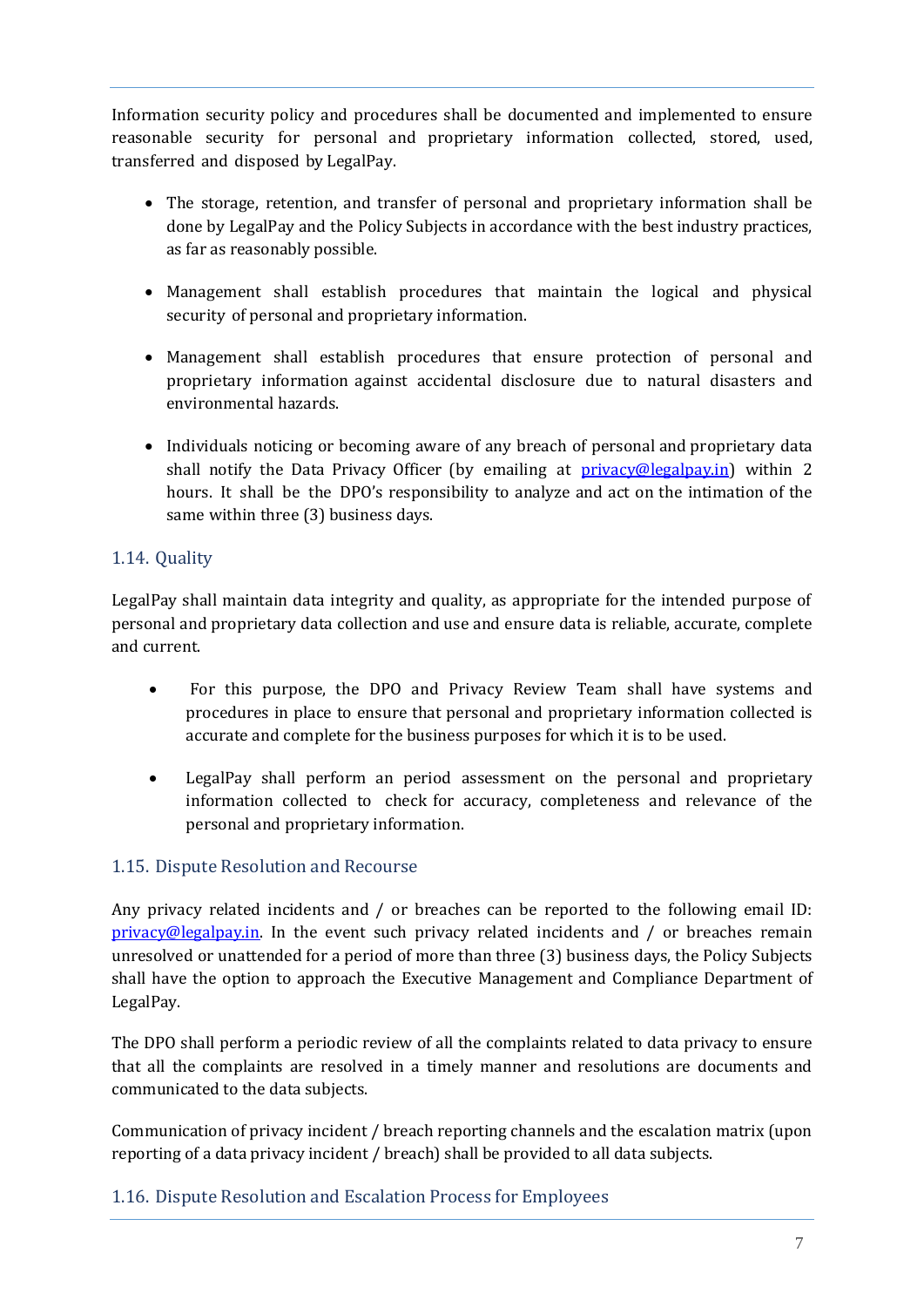Information security policy and procedures shall be documented and implemented to ensure reasonable security for personal and proprietary information collected, stored, used, transferred and disposed by LegalPay.

- The storage, retention, and transfer of personal and proprietary information shall be done by LegalPay and the Policy Subjects in accordance with the best industry practices, as far as reasonably possible.
- Management shall establish procedures that maintain the logical and physical security of personal and proprietary information.
- Management shall establish procedures that ensure protection of personal and proprietary information against accidental disclosure due to natural disasters and environmental hazards.
- Individuals noticing or becoming aware of any breach of personal and proprietary data shall notify the Data Privacy Officer (by emailing at privacy@legalpay.in) within 2 hours. It shall be the DPO's responsibility to analyze and act on the intimation of the same within three (3) business days.

## 1.14. Quality

LegalPay shall maintain data integrity and quality, as appropriate for the intended purpose of personal and proprietary data collection and use and ensure data is reliable, accurate, complete and current.

- For this purpose, the DPO and Privacy Review Team shall have systems and procedures in place to ensure that personal and proprietary information collected is accurate and complete for the business purposes for which it is to be used.
- LegalPay shall perform an period assessment on the personal and proprietary information collected to check for accuracy, completeness and relevance of the personal and proprietary information.

## 1.15. Dispute Resolution and Recourse

Any privacy related incidents and / or breaches can be reported to the following email ID: privacy@legalpay.in. In the event such privacy related incidents and / or breaches remain unresolved or unattended for a period of more than three (3) business days, the Policy Subjects shall have the option to approach the Executive Management and Compliance Department of LegalPay.

The DPO shall perform a periodic review of all the complaints related to data privacy to ensure that all the complaints are resolved in a timely manner and resolutions are documents and communicated to the data subjects.

Communication of privacy incident / breach reporting channels and the escalation matrix (upon reporting of a data privacy incident / breach) shall be provided to all data subjects.

## 1.16. Dispute Resolution and Escalation Process for Employees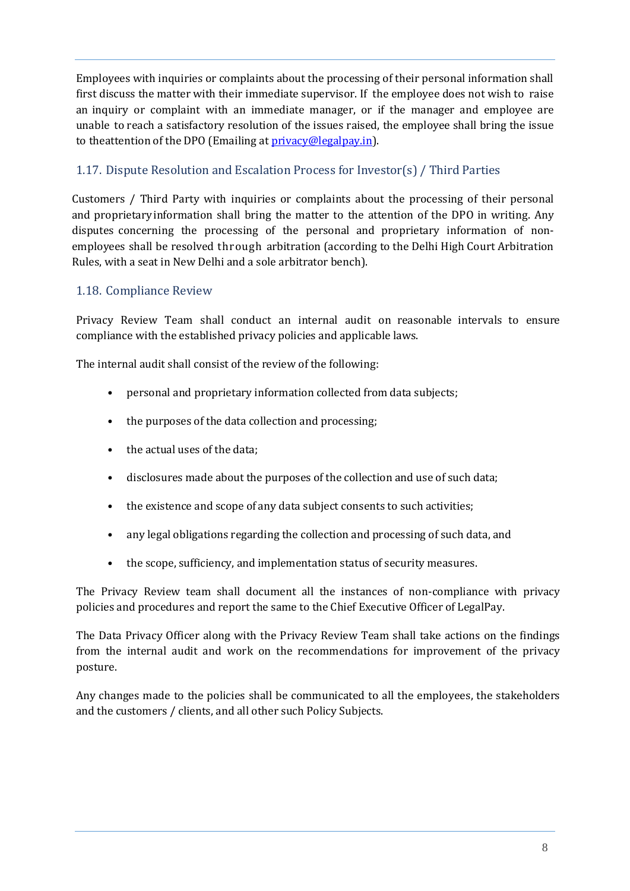Employees with inquiries or complaints about the processing of their personal information shall first discuss the matter with their immediate supervisor. If the employee does not wish to raise an inquiry or complaint with an immediate manager, or if the manager and employee are unable to reach a satisfactory resolution of the issues raised, the employee shall bring the issue to theattention of the DPO (Emailing at [privacy@legalpay.in](mailto:privacy@legalpay.in)).

### 1.17. Dispute Resolution and Escalation Process for Investor(s) / Third Parties

Customers / Third Party with inquiries or complaints about the processing of their personal and proprietary information shall bring the matter to the attention of the DPO in writing. Any disputes concerning the processing of the personal and proprietary information of non-employees shall be resolved through arbitration (according to the Delhi High Court Arbitration Rules, with a seat in New Delhi and a sole arbitrator bench).

### 1.18. Compliance Review

Privacy Review Team shall conduct an internal audit on reasonable intervals to ensure compliance with the established privacy policies and applicable laws.

The internal audit shall consist of the review of the following:

- personal and proprietary information collected from data subjects;
- the purposes of the data collection and processing;
- the actual uses of the data;
- disclosures made about the purposes of the collection and use of such data;
- the existence and scope of any data subject consents to such activities;
- any legal obligations regarding the collection and processing of such data, and
- the scope, sufficiency, and implementation status of security measures.

The Privacy Review team shall document all the instances of non-compliance with privacy policies and procedures and report the same to the Chief Executive Officer of LegalPay.

The Data Privacy Officer along with the Privacy Review Team shall take actions on the findings from the internal audit and work on the recommendations for improvement of the privacy posture.

Any changes made to the policies shall be communicated to all the employees, the stakeholders and the customers / clients, and all other such Policy Subjects.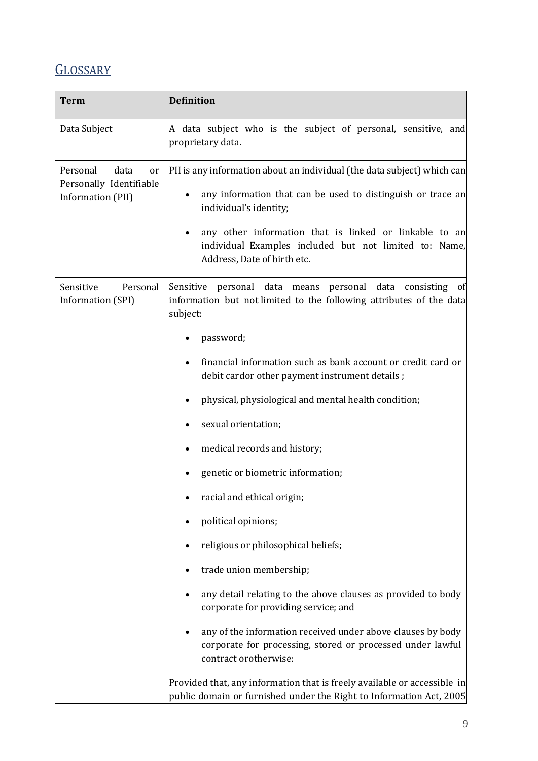## Glossary

| Term | Definition |
| --- | --- |
| Data Subject | A data subject who is the subject of personal, sensitive, and proprietary data. |
| Personal data or Personally Identifiable Information (PII) | PII is any information about an individual (the data subject) which can<br>• any information that can be used to distinguish or trace an individual's identity;<br>• any other information that is linked or linkable to an individual Examples included but not limited to: Name, Address, Date of birth etc. |
| Sensitive Personal Information (SPI) | Sensitive personal data means personal data consisting of information but not limited to the following attributes of the data subject:<br>• password;<br>• financial information such as bank account or credit card or debit cardor other payment instrument details ;<br>• physical, physiological and mental health condition;<br>• sexual orientation;<br>• medical records and history;<br>• genetic or biometric information;<br>• racial and ethical origin;<br>• political opinions;<br>• religious or philosophical beliefs;<br>• trade union membership;<br>• any detail relating to the above clauses as provided to body corporate for providing service; and<br>• any of the information received under above clauses by body corporate for processing, stored or processed under lawful contract orotherwise:<br>Provided that, any information that is freely available or accessible in public domain or furnished under the Right to Information Act, 2005 |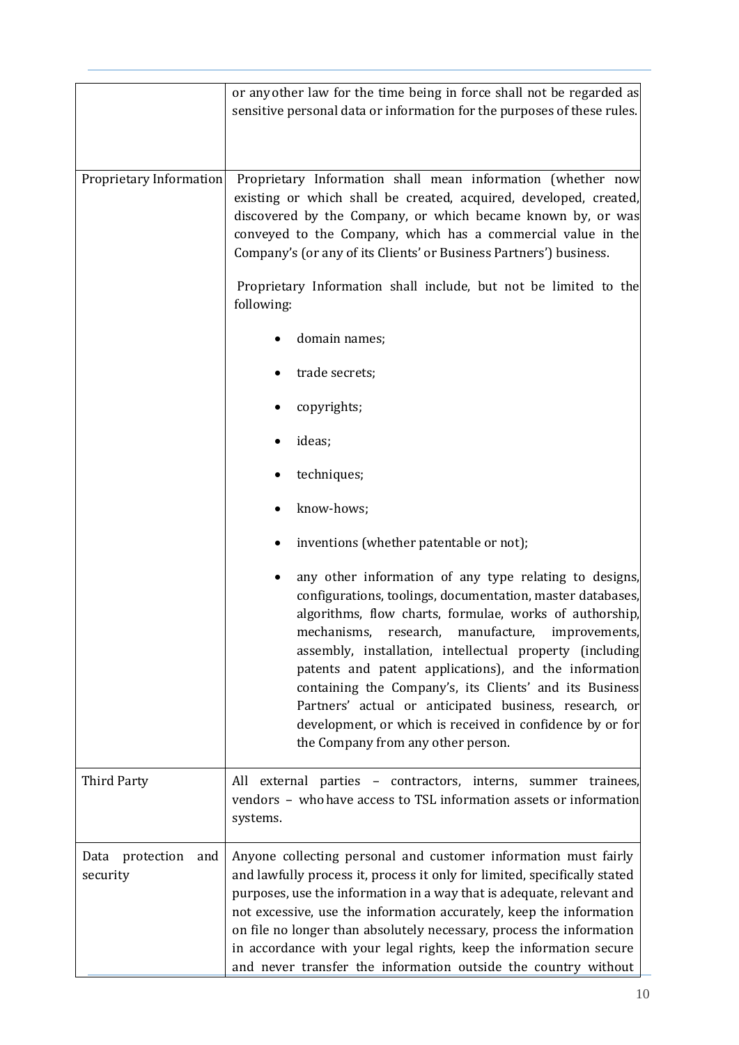| | |
|---|---|
| | or any other law for the time being in force shall not be regarded as sensitive personal data or information for the purposes of these rules. |
| Proprietary Information | Proprietary Information shall mean information (whether now existing or which shall be created, acquired, developed, created, discovered by the Company, or which became known by, or was conveyed to the Company, which has a commercial value in the Company's (or any of its Clients' or Business Partners') business.<br><br>Proprietary Information shall include, but not be limited to the following:<br><br>• domain names;<br>• trade secrets;<br>• copyrights;<br>• ideas;<br>• techniques;<br>• know-hows;<br>• inventions (whether patentable or not);<br>• any other information of any type relating to designs, configurations, toolings, documentation, master databases, algorithms, flow charts, formulae, works of authorship, mechanisms, research, manufacture, improvements, assembly, installation, intellectual property (including patents and patent applications), and the information containing the Company's, its Clients' and its Business Partners' actual or anticipated business, research, or development, or which is received in confidence by or for the Company from any other person. |
| Third Party | All external parties – contractors, interns, summer trainees, vendors – who have access to TSL information assets or information systems. |
| Data protection and security | Anyone collecting personal and customer information must fairly and lawfully process it, process it only for limited, specifically stated purposes, use the information in a way that is adequate, relevant and not excessive, use the information accurately, keep the information on file no longer than absolutely necessary, process the information in accordance with your legal rights, keep the information secure and never transfer the information outside the country without |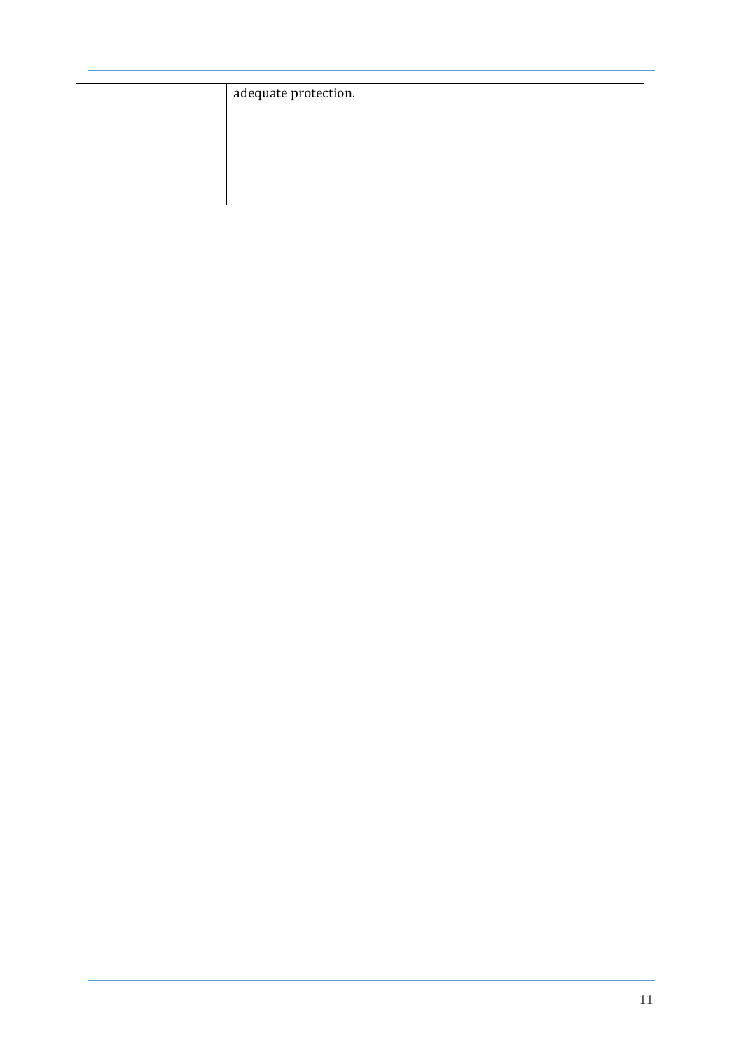| | |
|---|---|
| | adequate protection. |